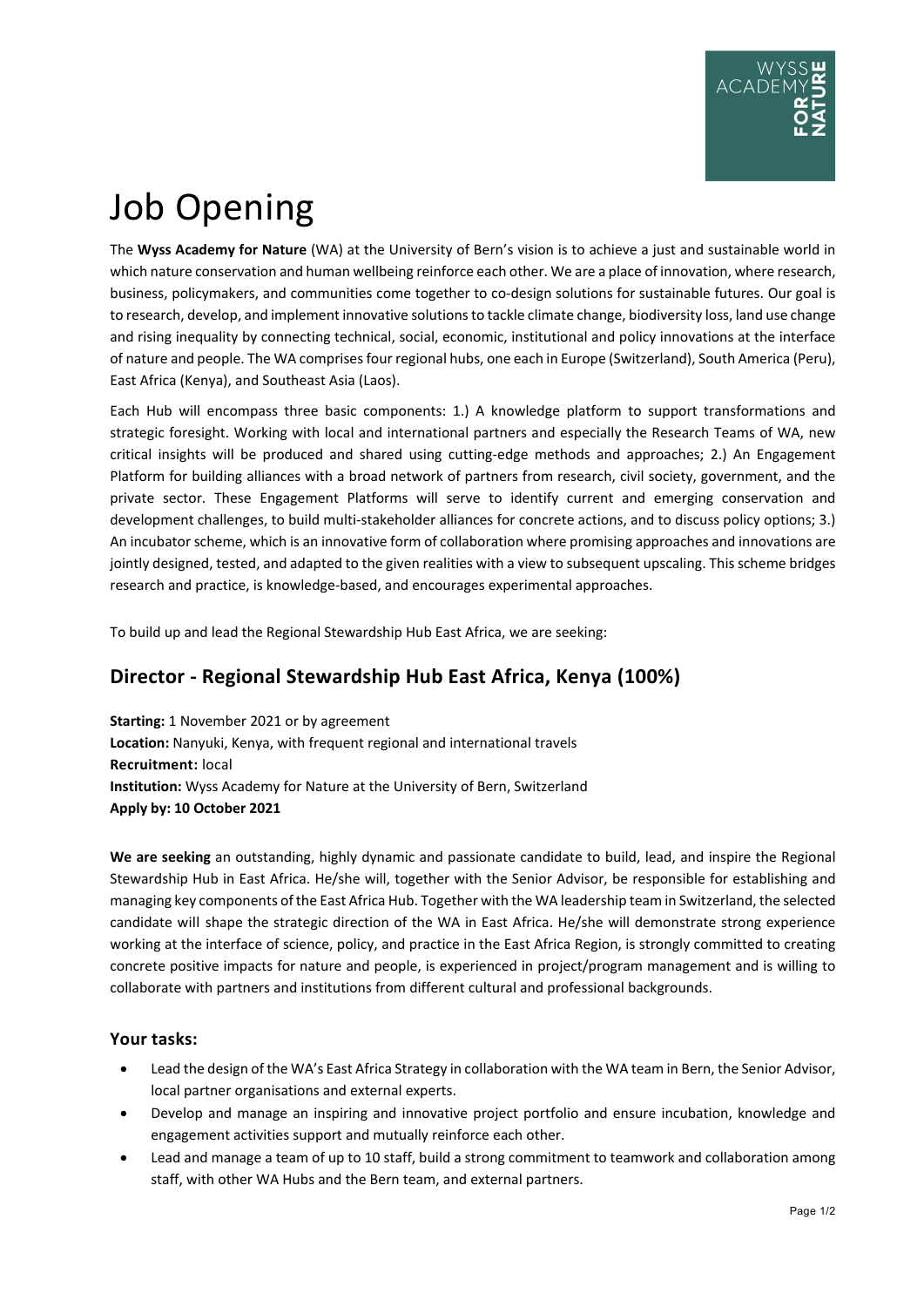# Job Opening

The **Wyss Academy for Nature** (WA) at the University of Bern's vision is to achieve a just and sustainable world in which nature conservation and human wellbeing reinforce each other. We are a place of innovation, where research, business, policymakers, and communities come together to co-design solutions for sustainable futures. Our goal is to research, develop, and implement innovative solutions to tackle climate change, biodiversity loss, land use change and rising inequality by connecting technical, social, economic, institutional and policy innovations at the interface of nature and people. The WA comprises four regional hubs, one each in Europe (Switzerland), South America (Peru), East Africa (Kenya), and Southeast Asia (Laos).

Each Hub will encompass three basic components: 1.) A knowledge platform to support transformations and strategic foresight. Working with local and international partners and especially the Research Teams of WA, new critical insights will be produced and shared using cutting-edge methods and approaches; 2.) An Engagement Platform for building alliances with a broad network of partners from research, civil society, government, and the private sector. These Engagement Platforms will serve to identify current and emerging conservation and development challenges, to build multi-stakeholder alliances for concrete actions, and to discuss policy options; 3.) An incubator scheme, which is an innovative form of collaboration where promising approaches and innovations are jointly designed, tested, and adapted to the given realities with a view to subsequent upscaling. This scheme bridges research and practice, is knowledge-based, and encourages experimental approaches.

To build up and lead the Regional Stewardship Hub East Africa, we are seeking:

## Director - Regional Stewardship Hub East Africa, Kenya (100%)

**Starting:** 1 November 2021 or by agreement
**Location:** Nanyuki, Kenya, with frequent regional and international travels
**Recruitment:** local
**Institution:** Wyss Academy for Nature at the University of Bern, Switzerland
**Apply by: 10 October 2021**

**We are seeking** an outstanding, highly dynamic and passionate candidate to build, lead, and inspire the Regional Stewardship Hub in East Africa. He/she will, together with the Senior Advisor, be responsible for establishing and managing key components of the East Africa Hub. Together with the WA leadership team in Switzerland, the selected candidate will shape the strategic direction of the WA in East Africa. He/she will demonstrate strong experience working at the interface of science, policy, and practice in the East Africa Region, is strongly committed to creating concrete positive impacts for nature and people, is experienced in project/program management and is willing to collaborate with partners and institutions from different cultural and professional backgrounds.

### Your tasks:

- Lead the design of the WA's East Africa Strategy in collaboration with the WA team in Bern, the Senior Advisor, local partner organisations and external experts.
- Develop and manage an inspiring and innovative project portfolio and ensure incubation, knowledge and engagement activities support and mutually reinforce each other.
- Lead and manage a team of up to 10 staff, build a strong commitment to teamwork and collaboration among staff, with other WA Hubs and the Bern team, and external partners.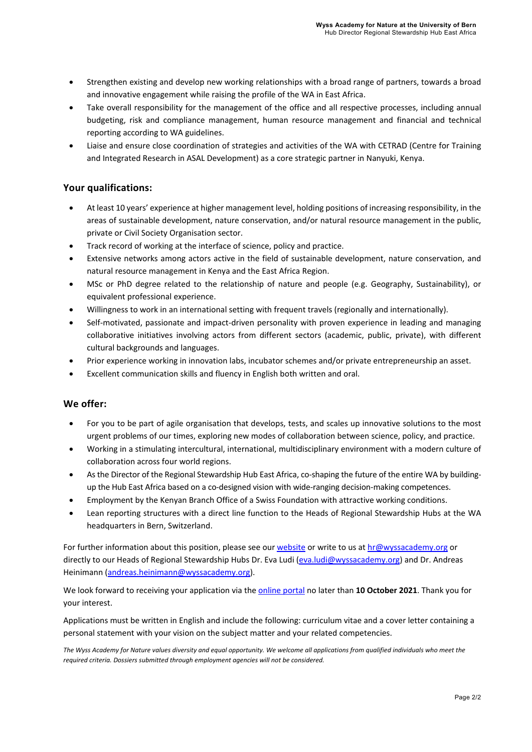- Strengthen existing and develop new working relationships with a broad range of partners, towards a broad and innovative engagement while raising the profile of the WA in East Africa.
- Take overall responsibility for the management of the office and all respective processes, including annual budgeting, risk and compliance management, human resource management and financial and technical reporting according to WA guidelines.
- Liaise and ensure close coordination of strategies and activities of the WA with CETRAD (Centre for Training and Integrated Research in ASAL Development) as a core strategic partner in Nanyuki, Kenya.

## Your qualifications:

- At least 10 years' experience at higher management level, holding positions of increasing responsibility, in the areas of sustainable development, nature conservation, and/or natural resource management in the public, private or Civil Society Organisation sector.
- Track record of working at the interface of science, policy and practice.
- Extensive networks among actors active in the field of sustainable development, nature conservation, and natural resource management in Kenya and the East Africa Region.
- MSc or PhD degree related to the relationship of nature and people (e.g. Geography, Sustainability), or equivalent professional experience.
- Willingness to work in an international setting with frequent travels (regionally and internationally).
- Self-motivated, passionate and impact-driven personality with proven experience in leading and managing collaborative initiatives involving actors from different sectors (academic, public, private), with different cultural backgrounds and languages.
- Prior experience working in innovation labs, incubator schemes and/or private entrepreneurship an asset.
- Excellent communication skills and fluency in English both written and oral.

## We offer:

- For you to be part of agile organisation that develops, tests, and scales up innovative solutions to the most urgent problems of our times, exploring new modes of collaboration between science, policy, and practice.
- Working in a stimulating intercultural, international, multidisciplinary environment with a modern culture of collaboration across four world regions.
- As the Director of the Regional Stewardship Hub East Africa, co-shaping the future of the entire WA by building-up the Hub East Africa based on a co-designed vision with wide-ranging decision-making competences.
- Employment by the Kenyan Branch Office of a Swiss Foundation with attractive working conditions.
- Lean reporting structures with a direct line function to the Heads of Regional Stewardship Hubs at the WA headquarters in Bern, Switzerland.

For further information about this position, please see our website or write to us at hr@wyssacademy.org or directly to our Heads of Regional Stewardship Hubs Dr. Eva Ludi (eva.ludi@wyssacademy.org) and Dr. Andreas Heinimann (andreas.heinimann@wyssacademy.org).

We look forward to receiving your application via the online portal no later than **10 October 2021**. Thank you for your interest.

Applications must be written in English and include the following: curriculum vitae and a cover letter containing a personal statement with your vision on the subject matter and your related competencies.

*The Wyss Academy for Nature values diversity and equal opportunity. We welcome all applications from qualified individuals who meet the required criteria. Dossiers submitted through employment agencies will not be considered.*